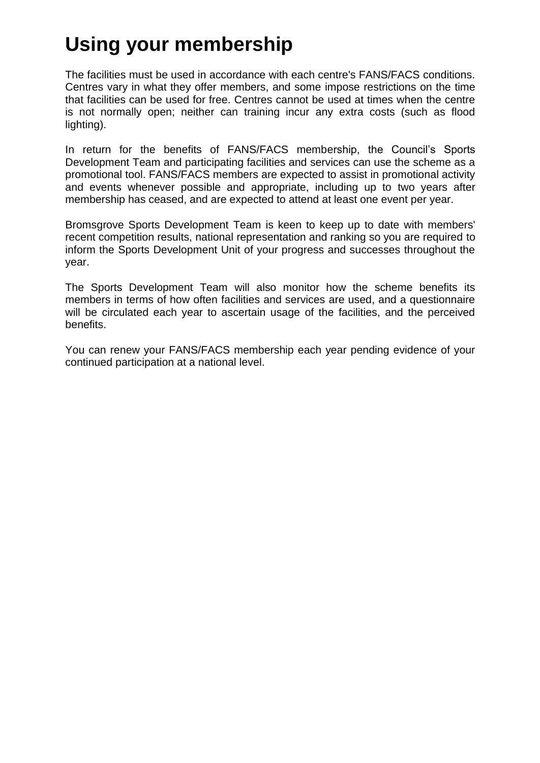# Using your membership

The facilities must be used in accordance with each centre's FANS/FACS conditions. Centres vary in what they offer members, and some impose restrictions on the time that facilities can be used for free. Centres cannot be used at times when the centre is not normally open; neither can training incur any extra costs (such as flood lighting).

In return for the benefits of FANS/FACS membership, the Council's Sports Development Team and participating facilities and services can use the scheme as a promotional tool. FANS/FACS members are expected to assist in promotional activity and events whenever possible and appropriate, including up to two years after membership has ceased, and are expected to attend at least one event per year.

Bromsgrove Sports Development Team is keen to keep up to date with members' recent competition results, national representation and ranking so you are required to inform the Sports Development Unit of your progress and successes throughout the year.

The Sports Development Team will also monitor how the scheme benefits its members in terms of how often facilities and services are used, and a questionnaire will be circulated each year to ascertain usage of the facilities, and the perceived benefits.

You can renew your FANS/FACS membership each year pending evidence of your continued participation at a national level.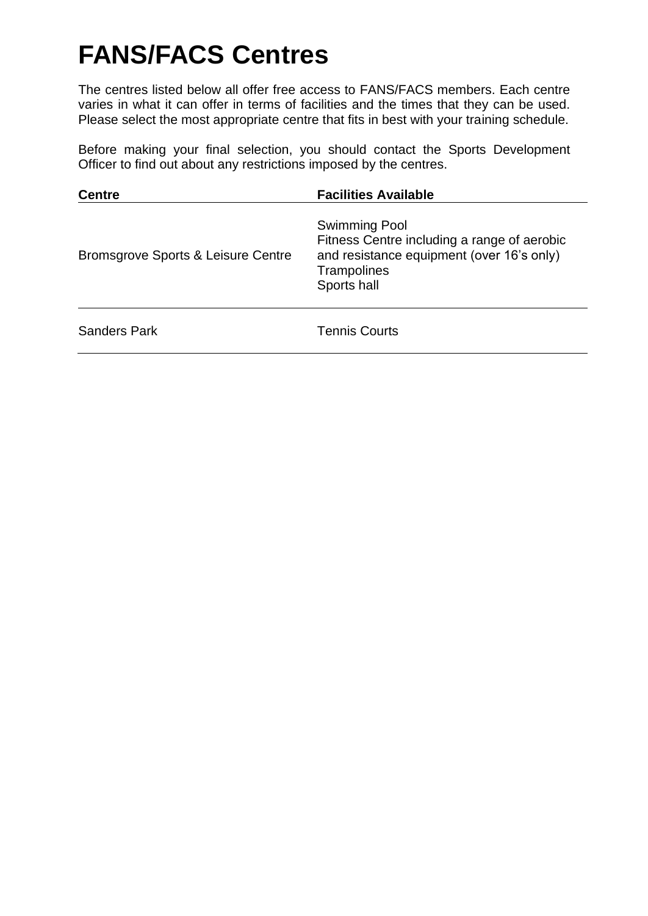# FANS/FACS Centres

The centres listed below all offer free access to FANS/FACS members. Each centre varies in what it can offer in terms of facilities and the times that they can be used. Please select the most appropriate centre that fits in best with your training schedule.

Before making your final selection, you should contact the Sports Development Officer to find out about any restrictions imposed by the centres.

| Centre | Facilities Available |
| --- | --- |
| Bromsgrove Sports & Leisure Centre | Swimming Pool<br>Fitness Centre including a range of aerobic and resistance equipment (over 16's only)<br>Trampolines<br>Sports hall |
| Sanders Park | Tennis Courts |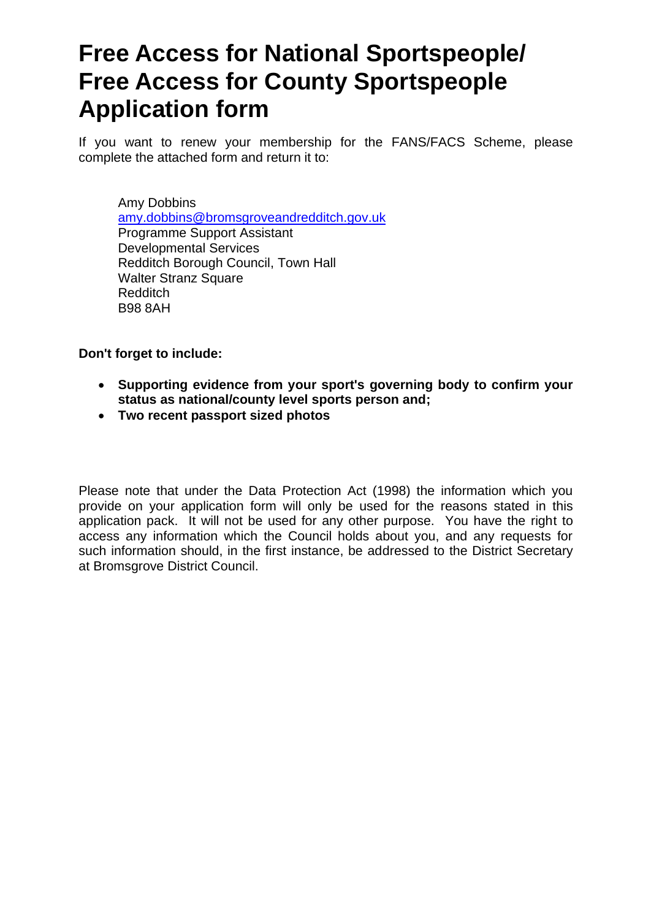# Free Access for National Sportspeople/ Free Access for County Sportspeople Application form

If you want to renew your membership for the FANS/FACS Scheme, please complete the attached form and return it to:

Amy Dobbins
amy.dobbins@bromsgroveandredditch.gov.uk
Programme Support Assistant
Developmental Services
Redditch Borough Council, Town Hall
Walter Stranz Square
Redditch
B98 8AH

**Don't forget to include:**

- **Supporting evidence from your sport's governing body to confirm your status as national/county level sports person and;**
- **Two recent passport sized photos**

Please note that under the Data Protection Act (1998) the information which you provide on your application form will only be used for the reasons stated in this application pack. It will not be used for any other purpose. You have the right to access any information which the Council holds about you, and any requests for such information should, in the first instance, be addressed to the District Secretary at Bromsgrove District Council.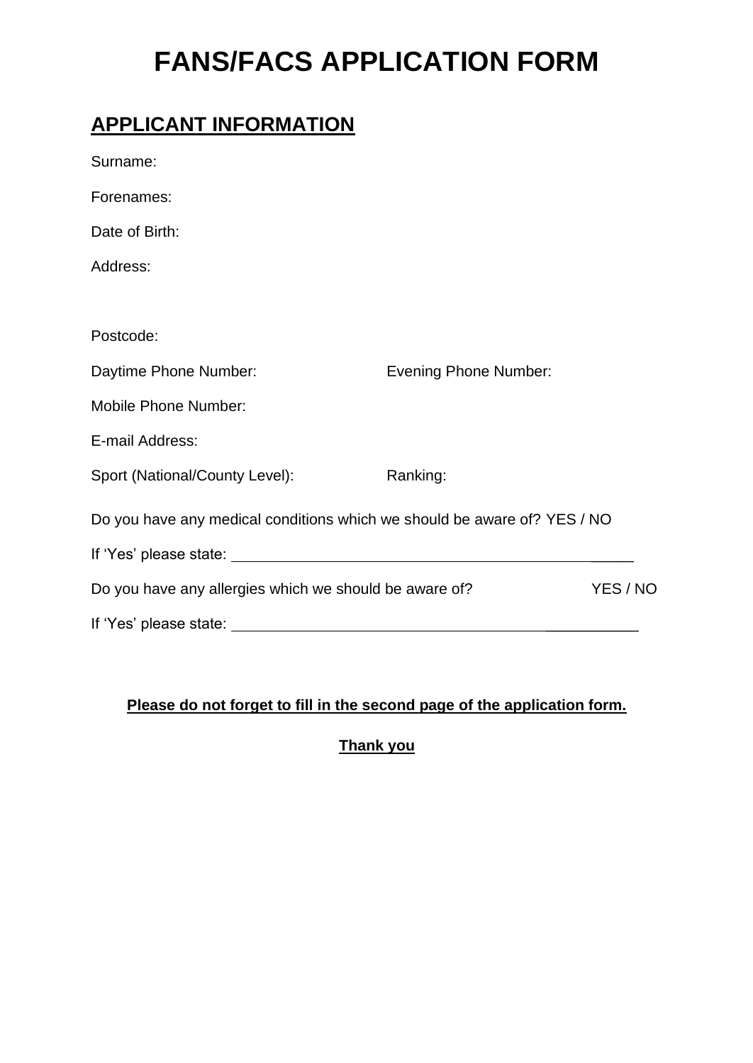# FANS/FACS APPLICATION FORM

## APPLICANT INFORMATION

Surname:

Forenames:

Date of Birth:

Address:

Postcode:

Daytime Phone Number: Evening Phone Number:

Mobile Phone Number:

E-mail Address:

Sport (National/County Level): Ranking:

Do you have any medical conditions which we should be aware of? YES / NO

If 'Yes' please state: ______________________________________________

Do you have any allergies which we should be aware of? YES / NO

If 'Yes' please state: ______________________________________________

**Please do not forget to fill in the second page of the application form.**

**Thank you**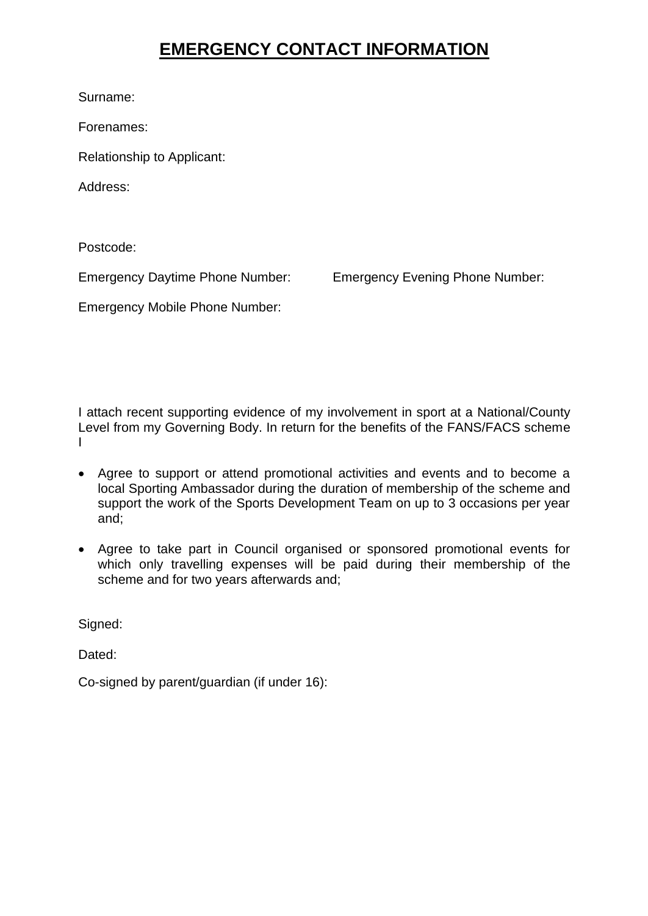# EMERGENCY CONTACT INFORMATION

Surname:

Forenames:

Relationship to Applicant:

Address:

Postcode:

Emergency Daytime Phone Number: Emergency Evening Phone Number:

Emergency Mobile Phone Number:

I attach recent supporting evidence of my involvement in sport at a National/County Level from my Governing Body. In return for the benefits of the FANS/FACS scheme I

- Agree to support or attend promotional activities and events and to become a local Sporting Ambassador during the duration of membership of the scheme and support the work of the Sports Development Team on up to 3 occasions per year and;
- Agree to take part in Council organised or sponsored promotional events for which only travelling expenses will be paid during their membership of the scheme and for two years afterwards and;

Signed:

Dated:

Co-signed by parent/guardian (if under 16):